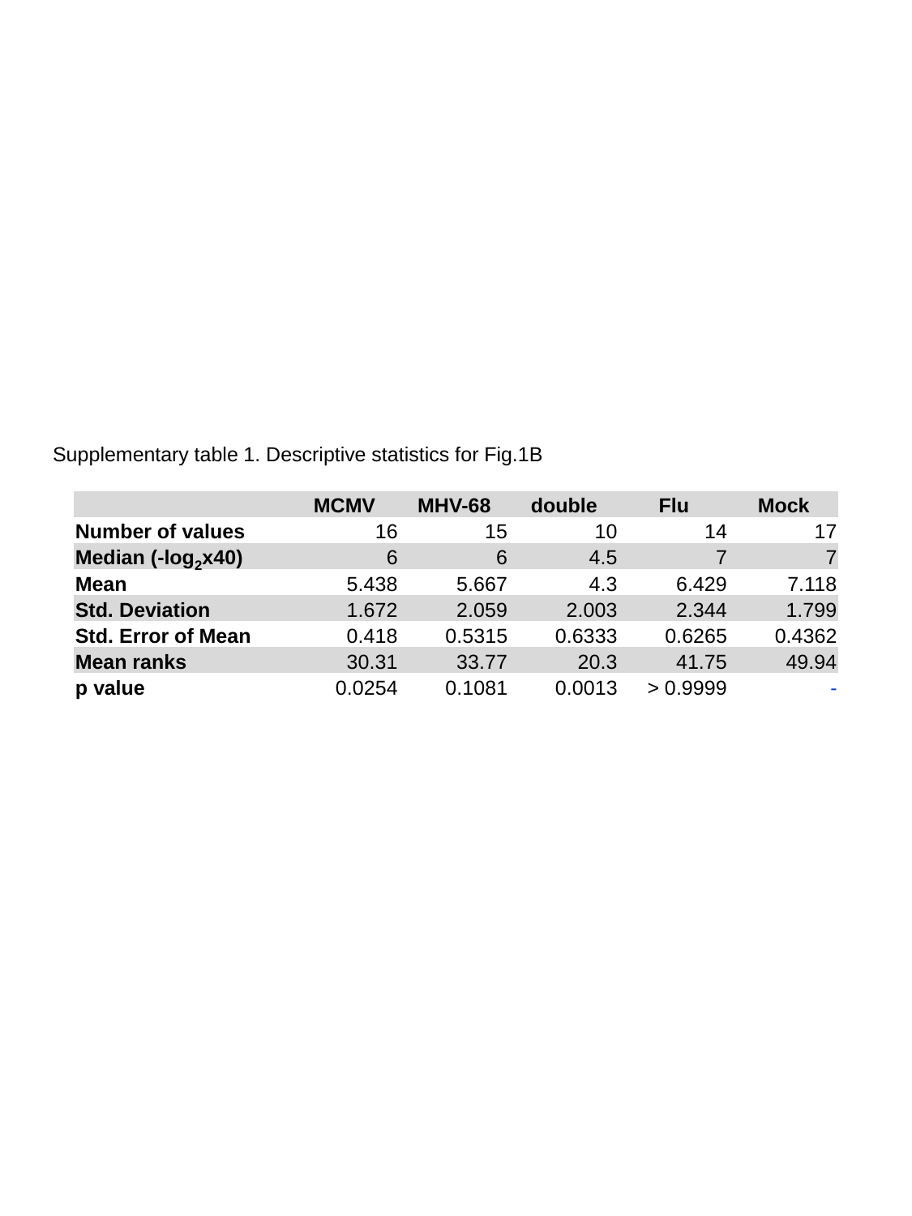Supplementary table 1. Descriptive statistics for Fig.1B

| | MCMV | MHV-68 | double | Flu | Mock |
|---|---|---|---|---|---|
| **Number of values** | 16 | 15 | 10 | 14 | 17 |
| **Median (-$log_2$x40)** | 6 | 6 | 4.5 | 7 | 7 |
| **Mean** | 5.438 | 5.667 | 4.3 | 6.429 | 7.118 |
| **Std. Deviation** | 1.672 | 2.059 | 2.003 | 2.344 | 1.799 |
| **Std. Error of Mean** | 0.418 | 0.5315 | 0.6333 | 0.6265 | 0.4362 |
| **Mean ranks** | 30.31 | 33.77 | 20.3 | 41.75 | 49.94 |
| **p value** | 0.0254 | 0.1081 | 0.0013 | > 0.9999 | - |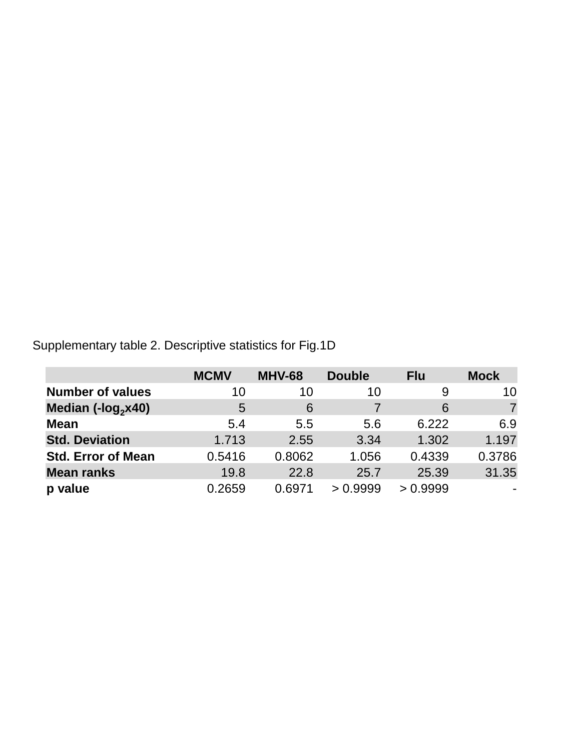Supplementary table 2. Descriptive statistics for Fig.1D

| | MCMV | MHV-68 | Double | Flu | Mock |
|---|---|---|---|---|---|
| **Number of values** | 10 | 10 | 10 | 9 | 10 |
| **Median ($-\log_2 x40$)** | 5 | 6 | 7 | 6 | 7 |
| **Mean** | 5.4 | 5.5 | 5.6 | 6.222 | 6.9 |
| **Std. Deviation** | 1.713 | 2.55 | 3.34 | 1.302 | 1.197 |
| **Std. Error of Mean** | 0.5416 | 0.8062 | 1.056 | 0.4339 | 0.3786 |
| **Mean ranks** | 19.8 | 22.8 | 25.7 | 25.39 | 31.35 |
| **p value** | 0.2659 | 0.6971 | > 0.9999 | > 0.9999 | - |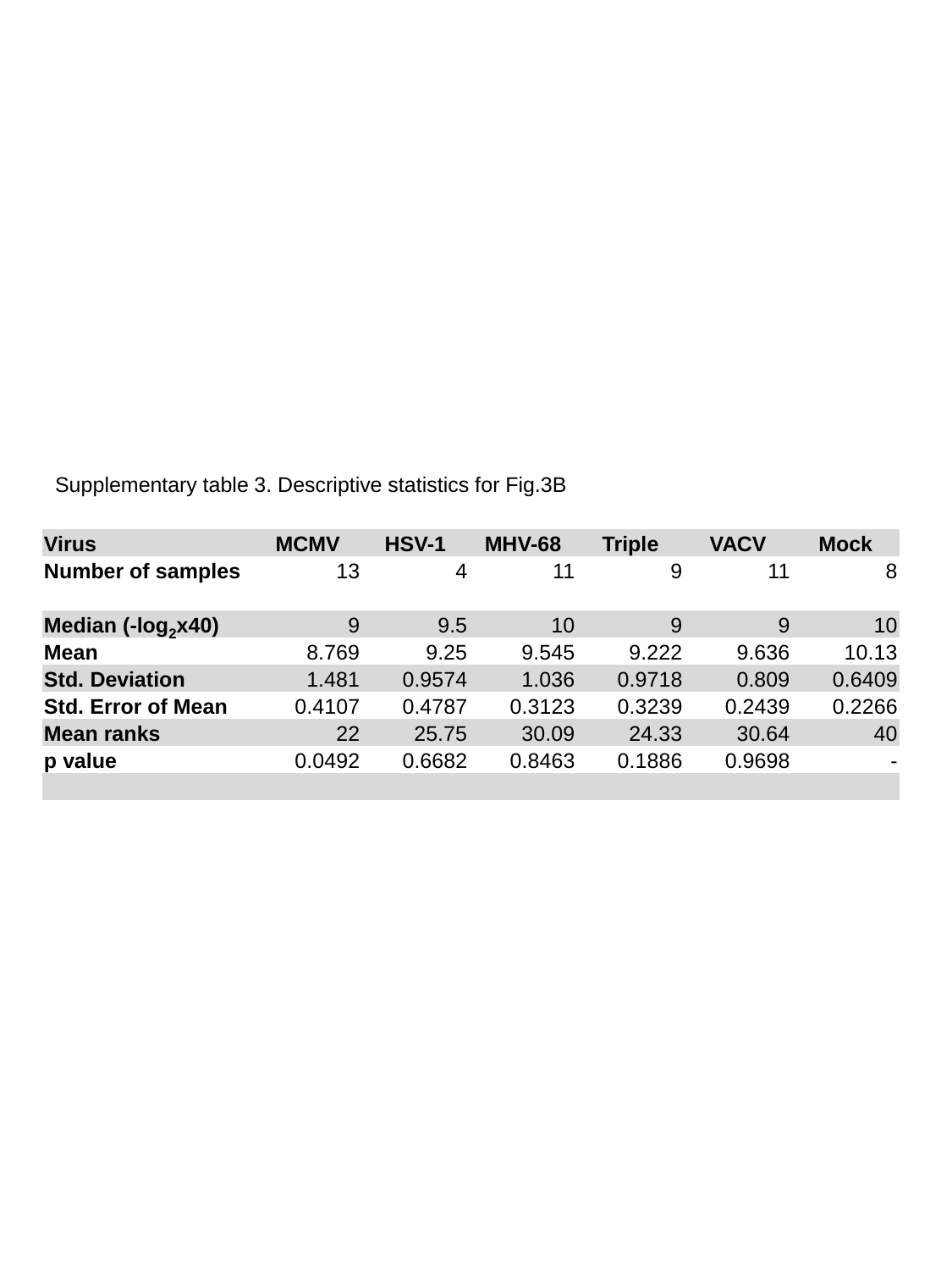Supplementary table 3. Descriptive statistics for Fig.3B

| Virus | MCMV | HSV-1 | MHV-68 | Triple | VACV | Mock |
|---|---|---|---|---|---|---|
| Number of samples | 13 | 4 | 11 | 9 | 11 | 8 |
| | | | | | | |
| Median ($-\log_2 x40$) | 9 | 9.5 | 10 | 9 | 9 | 10 |
| Mean | 8.769 | 9.25 | 9.545 | 9.222 | 9.636 | 10.13 |
| Std. Deviation | 1.481 | 0.9574 | 1.036 | 0.9718 | 0.809 | 0.6409 |
| Std. Error of Mean | 0.4107 | 0.4787 | 0.3123 | 0.3239 | 0.2439 | 0.2266 |
| Mean ranks | 22 | 25.75 | 30.09 | 24.33 | 30.64 | 40 |
| p value | 0.0492 | 0.6682 | 0.8463 | 0.1886 | 0.9698 | - |